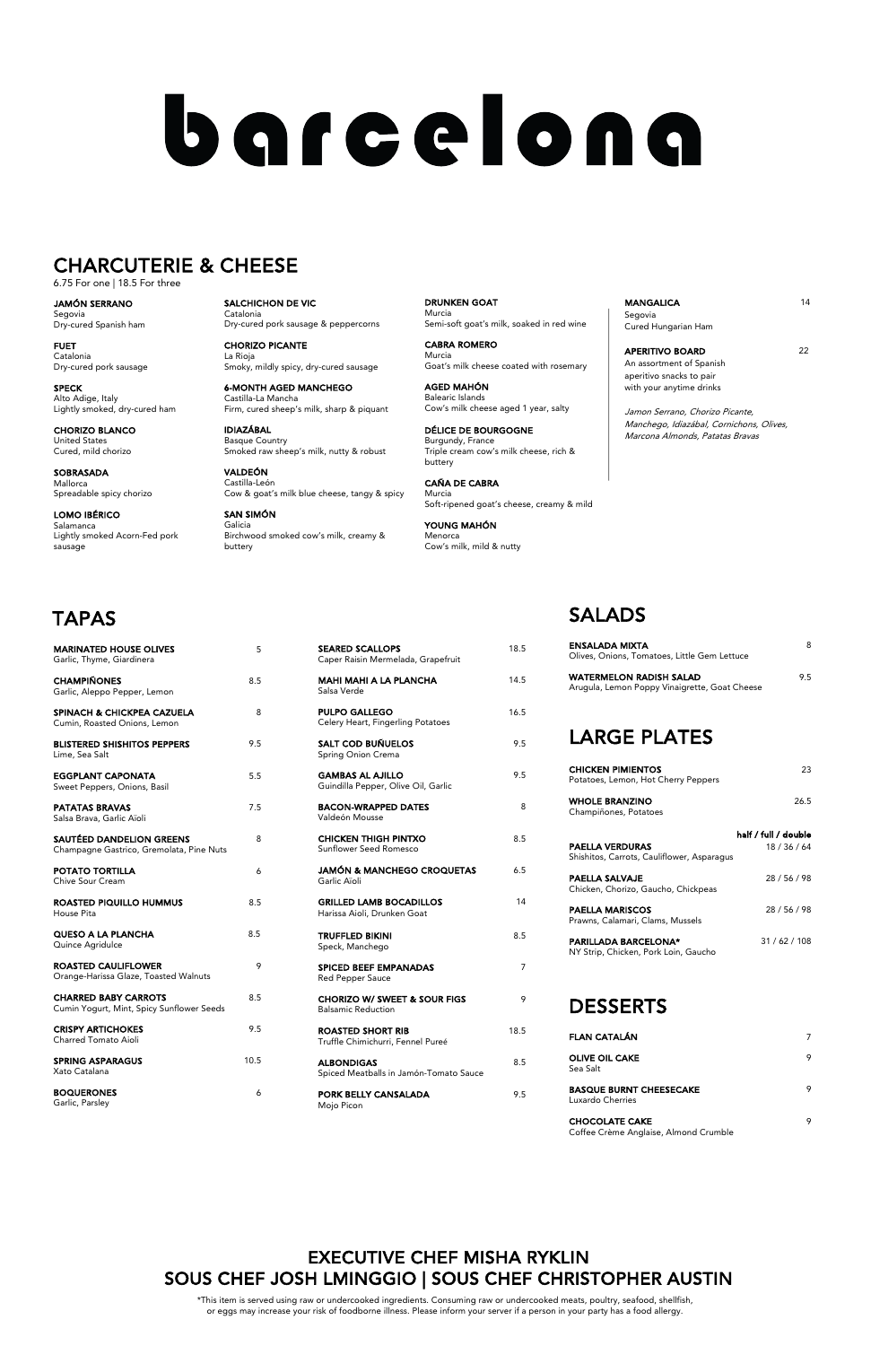# barcelona

## CHARCUTERIE & CHEESE

6.75 For one | 18.5 For three

**JAMÓN SERRANO**
Segovia
Dry-cured Spanish ham

**FUET**
Catalonia
Dry-cured pork sausage

**SPECK**
Alto Adige, Italy
Lightly smoked, dry-cured ham

**CHORIZO BLANCO**
United States
Cured, mild chorizo

**SOBRASADA**
Mallorca
Spreadable spicy chorizo

**LOMO IBÉRICO**
Salamanca
Lightly smoked Acorn-Fed pork sausage

**SALCHICHON DE VIC**
Catalonia
Dry-cured pork sausage & peppercorns

**CHORIZO PICANTE**
La Rioja
Smoky, mildly spicy, dry-cured sausage

**6-MONTH AGED MANCHEGO**
Castilla-La Mancha
Firm, cured sheep's milk, sharp & piquant

**IDIAZÁBAL**
Basque Country
Smoked raw sheep's milk, nutty & robust

**VALDEÓN**
Castilla-León
Cow & goat's milk blue cheese, tangy & spicy

**SAN SIMÓN**
Galicia
Birchwood smoked cow's milk, creamy & buttery

**DRUNKEN GOAT**
Murcia
Semi-soft goat's milk, soaked in red wine

**CABRA ROMERO**
Murcia
Goat's milk cheese coated with rosemary

**AGED MAHÓN**
Balearic Islands
Cow's milk cheese aged 1 year, salty

**DÉLICE DE BOURGOGNE**
Burgundy, France
Triple cream cow's milk cheese, rich & buttery

**CAÑA DE CABRA**
Murcia
Soft-ripened goat's cheese, creamy & mild

**YOUNG MAHÓN**
Menorca
Cow's milk, mild & nutty

**MANGALICA** 14
Segovia
Cured Hungarian Ham

**APERITIVO BOARD** 22
An assortment of Spanish aperitivo snacks to pair with your anytime drinks

*Jamon Serrano, Chorizo Picante, Manchego, Idiazábal, Cornichons, Olives, Marcona Almonds, Patatas Bravas*

## TAPAS

| Item | Price |
|---|---|
| **MARINATED HOUSE OLIVES**<br>Garlic, Thyme, Giardinera | 5 |
| **CHAMPIÑONES**<br>Garlic, Aleppo Pepper, Lemon | 8.5 |
| **SPINACH & CHICKPEA CAZUELA**<br>Cumin, Roasted Onions, Lemon | 8 |
| **BLISTERED SHISHITOS PEPPERS**<br>Lime, Sea Salt | 9.5 |
| **EGGPLANT CAPONATA**<br>Sweet Peppers, Onions, Basil | 5.5 |
| **PATATAS BRAVAS**<br>Salsa Brava, Garlic Aioli | 7.5 |
| **SAUTÉED DANDELION GREENS**<br>Champagne Gastrico, Gremolata, Pine Nuts | 8 |
| **POTATO TORTILLA**<br>Chive Sour Cream | 6 |
| **ROASTED PIQUILLO HUMMUS**<br>House Pita | 8.5 |
| **QUESO A LA PLANCHA**<br>Quince Agridulce | 8.5 |
| **ROASTED CAULIFLOWER**<br>Orange-Harissa Glaze, Toasted Walnuts | 9 |
| **CHARRED BABY CARROTS**<br>Cumin Yogurt, Mint, Spicy Sunflower Seeds | 8.5 |
| **CRISPY ARTICHOKES**<br>Charred Tomato Aioli | 9.5 |
| **SPRING ASPARAGUS**<br>Xato Catalana | 10.5 |
| **BOQUERONES**<br>Garlic, Parsley | 6 |
| **SEARED SCALLOPS**<br>Caper Raisin Mermelada, Grapefruit | 18.5 |
| **MAHI MAHI A LA PLANCHA**<br>Salsa Verde | 14.5 |
| **PULPO GALLEGO**<br>Celery Heart, Fingerling Potatoes | 16.5 |
| **SALT COD BUÑUELOS**<br>Spring Onion Crema | 9.5 |
| **GAMBAS AL AJILLO**<br>Guindilla Pepper, Olive Oil, Garlic | 9.5 |
| **BACON-WRAPPED DATES**<br>Valdeón Mousse | 8 |
| **CHICKEN THIGH PINTXO**<br>Sunflower Seed Romesco | 8.5 |
| **JAMÓN & MANCHEGO CROQUETAS**<br>Garlic Aïoli | 6.5 |
| **GRILLED LAMB BOCADILLOS**<br>Harissa Aioli, Drunken Goat | 14 |
| **TRUFFLED BIKINI**<br>Speck, Manchego | 8.5 |
| **SPICED BEEF EMPANADAS**<br>Red Pepper Sauce | 7 |
| **CHORIZO W/ SWEET & SOUR FIGS**<br>Balsamic Reduction | 9 |
| **ROASTED SHORT RIB**<br>Truffle Chimichurri, Fennel Pureé | 18.5 |
| **ALBONDIGAS**<br>Spiced Meatballs in Jamón-Tomato Sauce | 8.5 |
| **PORK BELLY CANSALADA**<br>Mojo Picon | 9.5 |

## SALADS

| Item | Price |
|---|---|
| **ENSALADA MIXTA**<br>Olives, Onions, Tomatoes, Little Gem Lettuce | 8 |
| **WATERMELON RADISH SALAD**<br>Arugula, Lemon Poppy Vinaigrette, Goat Cheese | 9.5 |

## LARGE PLATES

| Item | Price |
|---|---|
| **CHICKEN PIMIENTOS**<br>Potatoes, Lemon, Hot Cherry Peppers | 23 |
| **WHOLE BRANZINO**<br>Champiñones, Potatoes | 26.5 |

| Item | half / full / double |
|---|---|
| **PAELLA VERDURAS**<br>Shishitos, Carrots, Cauliflower, Asparagus | 18 / 36 / 64 |
| **PAELLA SALVAJE**<br>Chicken, Chorizo, Gaucho, Chickpeas | 28 / 56 / 98 |
| **PAELLA MARISCOS**<br>Prawns, Calamari, Clams, Mussels | 28 / 56 / 98 |
| **PARILLADA BARCELONA***<br>NY Strip, Chicken, Pork Loin, Gaucho | 31 / 62 / 108 |

## DESSERTS

| Item | Price |
|---|---|
| **FLAN CATALÁN** | 7 |
| **OLIVE OIL CAKE**<br>Sea Salt | 9 |
| **BASQUE BURNT CHEESECAKE**<br>Luxardo Cherries | 9 |
| **CHOCOLATE CAKE**<br>Coffee Crème Anglaise, Almond Crumble | 9 |

## EXECUTIVE CHEF MISHA RYKLIN
## SOUS CHEF JOSH LMINGGIO | SOUS CHEF CHRISTOPHER AUSTIN

*This item is served using raw or undercooked ingredients. Consuming raw or undercooked meats, poultry, seafood, shellfish, or eggs may increase your risk of foodborne illness. Please inform your server if a person in your party has a food allergy.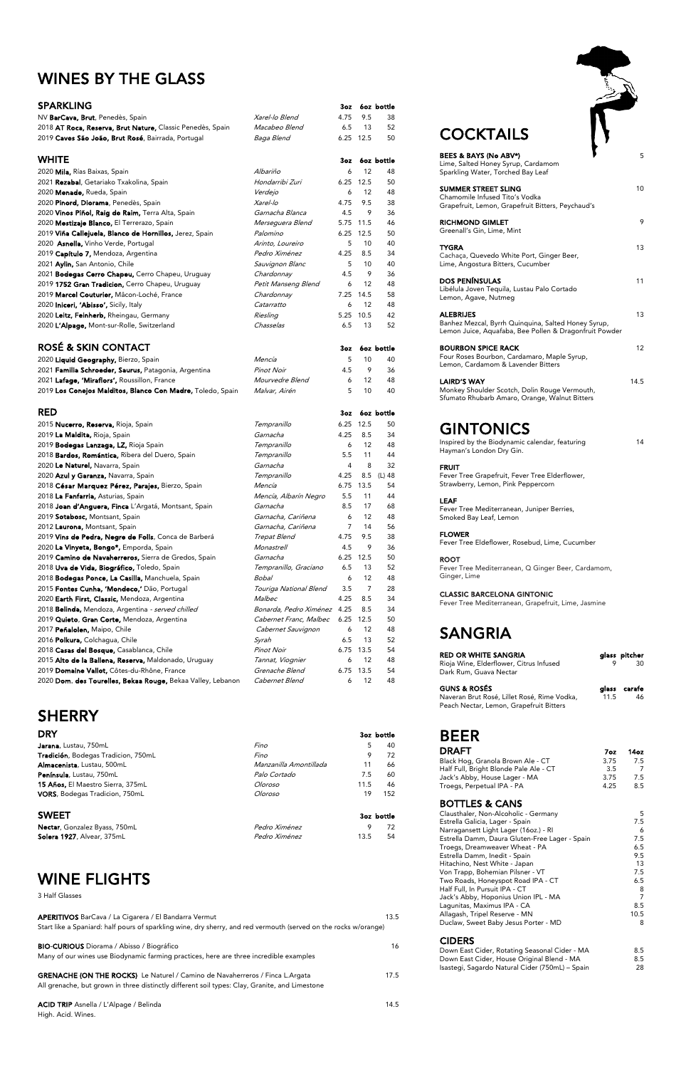# WINES BY THE GLASS

## SPARKLING

| | | 3oz | 6oz | bottle |
|---|---|---|---|---|
| NV **BarCava, Brut**, Penedès, Spain | *Xarel-lo Blend* | 4.75 | 9.5 | 38 |
| 2018 **AT Roca, Reserva, Brut Nature,** Classic Penedès, Spain | *Macabeo Blend* | 6.5 | 13 | 52 |
| 2019 **Caves São João, Brut Rosé**, Bairrada, Portugal | *Baga Blend* | 6.25 | 12.5 | 50 |

## WHITE

| | | 3oz | 6oz | bottle |
|---|---|---|---|---|
| 2020 **Mila,** Rías Baixas, Spain | *Albariño* | 6 | 12 | 48 |
| 2021 **Rezabal**, Getariako Txakolina, Spain | *Hondarribi Zuri* | 6.25 | 12.5 | 50 |
| 2020 **Menade,** Rueda, Spain | *Verdejo* | 6 | 12 | 48 |
| 2020 **Pinord, Diorama**, Penedès, Spain | *Xarel-lo* | 4.75 | 9.5 | 38 |
| 2020 **Vinos Piñol, Raig de Raim,** Terra Alta, Spain | *Garnacha Blanca* | 4.5 | 9 | 36 |
| 2020 **Mestizaje Blanco,** El Terrerazo, Spain | *Merseguera Blend* | 5.75 | 11.5 | 46 |
| 2019 **Viña Callejuela, Blanco de Hornillos,** Jerez, Spain | *Palomino* | 6.25 | 12.5 | 50 |
| 2020 **Asnella,** Vinho Verde, Portugal | *Arinto, Loureiro* | 5 | 10 | 40 |
| 2019 **Capítulo 7,** Mendoza, Argentina | *Pedro Ximénez* | 4.25 | 8.5 | 34 |
| 2021 **Aylin,** San Antonio, Chile | *Sauvignon Blanc* | 5 | 10 | 40 |
| 2021 **Bodegas Cerro Chapeu,** Cerro Chapeu, Uruguay | *Chardonnay* | 4.5 | 9 | 36 |
| 2019 **1752 Gran Tradicion,** Cerro Chapeu, Uruguay | *Petit Manseng Blend* | 6 | 12 | 48 |
| 2019 **Marcel Couturier,** Mâcon-Loché, France | *Chardonnay* | 7.25 | 14.5 | 58 |
| 2020 **Iniceri, 'Abisso',** Sicily, Italy | *Catarratto* | 6 | 12 | 48 |
| 2020 **Leitz, Feinherb,** Rheingau, Germany | *Riesling* | 5.25 | 10.5 | 42 |
| 2020 **L'Alpage,** Mont-sur-Rolle, Switzerland | *Chasselas* | 6.5 | 13 | 52 |

## ROSÉ & SKIN CONTACT

| | | 3oz | 6oz | bottle |
|---|---|---|---|---|
| 2020 **Liquid Geography,** Bierzo, Spain | *Mencía* | 5 | 10 | 40 |
| 2021 **Familia Schroeder, Saurus,** Patagonia, Argentina | *Pinot Noir* | 4.5 | 9 | 36 |
| 2021 **Lafage, 'Miraflors',** Roussillon, France | *Mourvedre Blend* | 6 | 12 | 48 |
| 2019 **Los Conejos Malditos, Blanco Con Madre,** Toledo, Spain | *Malvar, Airén* | 5 | 10 | 40 |

## RED

| | | 3oz | 6oz | bottle |
|---|---|---|---|---|
| 2015 **Nucerro, Reserva,** Rioja, Spain | *Tempranillo* | 6.25 | 12.5 | 50 |
| 2019 **La Maldita,** Rioja, Spain | *Garnacha* | 4.25 | 8.5 | 34 |
| 2019 **Bodegas Lanzaga, LZ,** Rioja Spain | *Tempranillo* | 6 | 12 | 48 |
| 2018 **Bardos, Romántica,** Ribera del Duero, Spain | *Tempranillo* | 5.5 | 11 | 44 |
| 2020 **Le Naturel,** Navarra, Spain | *Garnacha* | 4 | 8 | 32 |
| 2020 **Azul y Garanza,** Navarra, Spain | *Tempranillo* | 4.25 | 8.5 | (L) 48 |
| 2018 **César Marquez Pérez, Parajes,** Bierzo, Spain | *Mencía* | 6.75 | 13.5 | 54 |
| 2018 **La Fanfarria,** Asturias, Spain | *Mencía, Albarín Negro* | 5.5 | 11 | 44 |
| 2018 **Joan d'Anguera, Finca** L'Argatá, Montsant, Spain | *Garnacha* | 8.5 | 17 | 68 |
| 2019 **Sotabosc,** Montsant, Spain | *Garnacha, Cariñena* | 6 | 12 | 48 |
| 2012 **Laurona,** Montsant, Spain | *Garnacha, Cariñena* | 7 | 14 | 56 |
| 2019 **Vins de Pedra, Negre de Folls,** Conca de Barberá | *Trepat Blend* | 4.75 | 9.5 | 38 |
| 2020 **La Vinyeta, Bongo\*,** Emporda, Spain | *Monastrell* | 4.5 | 9 | 36 |
| 2019 **Camino de Navaherreros,** Sierra de Gredos, Spain | *Garnacha* | 6.25 | 12.5 | 50 |
| 2018 **Uva de Vida, Biográfico,** Toledo, Spain | *Tempranillo, Graciano* | 6.5 | 13 | 52 |
| 2018 **Bodegas Ponce, La Casilla,** Manchuela, Spain | *Bobal* | 6 | 12 | 48 |
| 2015 **Fontes Cunha, 'Mondeco,'** Dão, Portugal | *Touriga National Blend* | 3.5 | 7 | 28 |
| 2020 **Earth First, Classic,** Mendoza, Argentina | *Malbec* | 4.25 | 8.5 | 34 |
| 2018 **Belinda,** Mendoza, Argentina - *served chilled* | *Bonarda, Pedro Ximénez* | 4.25 | 8.5 | 34 |
| 2019 **Quieto, Gran Corte,** Mendoza, Argentina | *Cabernet Franc, Malbec* | 6.25 | 12.5 | 50 |
| 2017 **Peñalolen,** Maipo, Chile | *Cabernet Sauvignon* | 6 | 12 | 48 |
| 2016 **Polkura,** Colchagua, Chile | *Syrah* | 6.5 | 13 | 52 |
| 2018 **Casas del Bosque,** Casablanca, Chile | *Pinot Noir* | 6.75 | 13.5 | 54 |
| 2015 **Alto de la Ballena, Reserva,** Maldonado, Uruguay | *Tannat, Viognier* | 6 | 12 | 48 |
| 2019 **Domaine Vallot,** Côtes-du-Rhône, France | *Grenache Blend* | 6.75 | 13.5 | 54 |
| 2020 **Dom. des Tourelles, Bekaa Rouge,** Bekaa Valley, Lebanon | *Cabernet Blend* | 6 | 12 | 48 |

# SHERRY

## DRY

| | | 3oz | bottle |
|---|---|---|---|
| **Jarana**, Lustau, 750mL | *Fino* | 5 | 40 |
| **Tradición**, Bodegas Tradicion, 750mL | *Fino* | 9 | 72 |
| **Almacenista**, Lustau, 500mL | *Manzanilla Amontillada* | 11 | 66 |
| **Península**, Lustau, 750mL | *Palo Cortado* | 7.5 | 60 |
| **15 Años,** El Maestro Sierra, 375mL | *Oloroso* | 11.5 | 46 |
| **VORS**, Bodegas Tradicion, 750mL | *Oloroso* | 19 | 152 |

## SWEET

| | | 3oz | bottle |
|---|---|---|---|
| **Nectar**, Gonzalez Byass, 750mL | *Pedro Ximénez* | 9 | 72 |
| **Solera 1927**, Alvear, 375mL | *Pedro Ximénez* | 13.5 | 54 |

# WINE FLIGHTS

3 Half Glasses

**APERITIVOS** BarCava / La Cigarera / El Bandarra Vermut — 13.5
Start like a Spaniard: half pours of sparkling wine, dry sherry, and red vermouth (served on the rocks w/orange)

**BIO-CURIOUS** Diorama / Abisso / Biográfico — 16
Many of our wines use Biodynamic farming practices, here are three incredible examples

**GRENACHE (ON THE ROCKS)** Le Naturel / Camino de Navaherreros / Finca L.Argata — 17.5
All grenache, but grown in three distinctly different soil types: Clay, Granite, and Limestone

**ACID TRIP** Asnella / L'Alpage / Belinda — 14.5
High. Acid. Wines.

# COCKTAILS

**BEES & BAYS (No ABV\*)** — 5
Lime, Salted Honey Syrup, Cardamom
Sparkling Water, Torched Bay Leaf

**SUMMER STREET SLING** — 10
Chamomile Infused Tito's Vodka
Grapefruit, Lemon, Grapefruit Bitters, Peychaud's

**RICHMOND GIMLET** — 9
Greenall's Gin, Lime, Mint

**TYGRA** — 13
Cachaça, Quevedo White Port, Ginger Beer,
Lime, Angostura Bitters, Cucumber

**DOS PENÍNSULAS** — 11
Libélula Joven Tequila, Lustau Palo Cortado
Lemon, Agave, Nutmeg

**ALEBRIJES** — 13
Banhez Mezcal, Byrrh Quinquina, Salted Honey Syrup,
Lemon Juice, Aquafaba, Bee Pollen & Dragonfruit Powder

**BOURBON SPICE RACK** — 12
Four Roses Bourbon, Cardamaro, Maple Syrup,
Lemon, Cardamom & Lavender Bitters

**LAIRD'S WAY** — 14.5
Monkey Shoulder Scotch, Dolin Rouge Vermouth,
Sfumato Rhubarb Amaro, Orange, Walnut Bitters

# GINTONICS

Inspired by the Biodynamic calendar, featuring Hayman's London Dry Gin. — 14

**FRUIT**
Fever Tree Grapefruit, Fever Tree Elderflower,
Strawberry, Lemon, Pink Peppercorn

**LEAF**
Fever Tree Mediterranean, Juniper Berries,
Smoked Bay Leaf, Lemon

**FLOWER**
Fever Tree Eldeflower, Rosebud, Lime, Cucumber

**ROOT**
Fever Tree Mediterranean, Q Ginger Beer, Cardamom,
Ginger, Lime

**CLASSIC BARCELONA GINTONIC**
Fever Tree Mediterranean, Grapefruit, Lime, Jasmine

# SANGRIA

| | glass | pitcher |
|---|---|---|
| **RED OR WHITE SANGRIA**<br>Rioja Wine, Elderflower, Citrus Infused<br>Dark Rum, Guava Nectar | 9 | 30 |

| | glass | carafe |
|---|---|---|
| **GUNS & ROSÉS**<br>Naveran Brut Rosé, Lillet Rosé, Rime Vodka,<br>Peach Nectar, Lemon, Grapefruit Bitters | 11.5 | 46 |

# BEER

## DRAFT

| | 7oz | 14oz |
|---|---|---|
| Black Hog, Granola Brown Ale - CT | 3.75 | 7.5 |
| Half Full, Bright Blonde Pale Ale - CT | 3.5 | 7 |
| Jack's Abby, House Lager - MA | 3.75 | 7.5 |
| Troegs, Perpetual IPA - PA | 4.25 | 8.5 |

## BOTTLES & CANS

| | |
|---|---|
| Clausthaler, Non-Alcoholic - Germany | 5 |
| Estrella Galicia, Lager - Spain | 7.5 |
| Narragansett Light Lager (16oz.) - RI | 6 |
| Estrella Damm, Daura Gluten-Free Lager - Spain | 7.5 |
| Troegs, Dreamweaver Wheat - PA | 6.5 |
| Estrella Damm, Inedit - Spain | 9.5 |
| Hitachino, Nest White - Japan | 13 |
| Von Trapp, Bohemian Pilsner - VT | 7.5 |
| Two Roads, Honeyspot Road IPA - CT | 6.5 |
| Half Full, In Pursuit IPA - CT | 8 |
| Jack's Abby, Hoponius Union IPL - MA | 7 |
| Lagunitas, Maximus IPA - CA | 8.5 |
| Allagash, Tripel Reserve - MN | 10.5 |
| Duclaw, Sweet Baby Jesus Porter - MD | 8 |

## CIDERS

| | |
|---|---|
| Down East Cider, Rotating Seasonal Cider - MA | 8.5 |
| Down East Cider, House Original Blend - MA | 8.5 |
| Isastegi, Sagardo Natural Cider (750mL) – Spain | 28 |